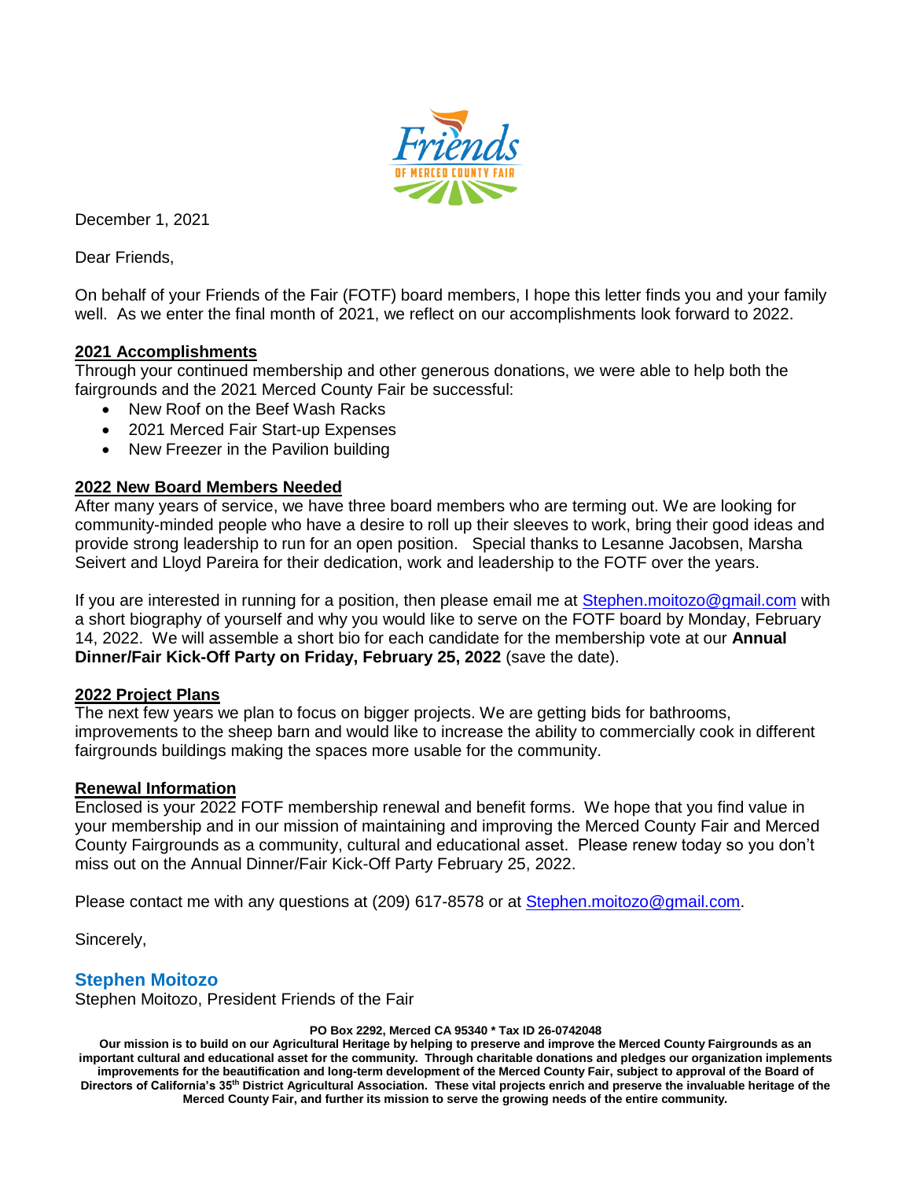December 1, 2021

Dear Friends,

On behalf of your Friends of the Fair (FOTF) board members, I hope this letter finds you and your family well. As we enter the final month of 2021, we reflect on our accomplishments look forward to 2022.

## 2021 Accomplishments

Through your continued membership and other generous donations, we were able to help both the fairgrounds and the 2021 Merced County Fair be successful:

- New Roof on the Beef Wash Racks
- 2021 Merced Fair Start-up Expenses
- New Freezer in the Pavilion building

## 2022 New Board Members Needed

After many years of service, we have three board members who are terming out. We are looking for community-minded people who have a desire to roll up their sleeves to work, bring their good ideas and provide strong leadership to run for an open position. Special thanks to Lesanne Jacobsen, Marsha Seivert and Lloyd Pareira for their dedication, work and leadership to the FOTF over the years.

If you are interested in running for a position, then please email me at Stephen.moitozo@gmail.com with a short biography of yourself and why you would like to serve on the FOTF board by Monday, February 14, 2022. We will assemble a short bio for each candidate for the membership vote at our **Annual Dinner/Fair Kick-Off Party on Friday, February 25, 2022** (save the date).

## 2022 Project Plans

The next few years we plan to focus on bigger projects. We are getting bids for bathrooms, improvements to the sheep barn and would like to increase the ability to commercially cook in different fairgrounds buildings making the spaces more usable for the community.

## Renewal Information

Enclosed is your 2022 FOTF membership renewal and benefit forms. We hope that you find value in your membership and in our mission of maintaining and improving the Merced County Fair and Merced County Fairgrounds as a community, cultural and educational asset. Please renew today so you don't miss out on the Annual Dinner/Fair Kick-Off Party February 25, 2022.

Please contact me with any questions at (209) 617-8578 or at Stephen.moitozo@gmail.com.

Sincerely,

**Stephen Moitozo**

Stephen Moitozo, President Friends of the Fair

**PO Box 2292, Merced CA 95340 * Tax ID 26-0742048**

**Our mission is to build on our Agricultural Heritage by helping to preserve and improve the Merced County Fairgrounds as an important cultural and educational asset for the community. Through charitable donations and pledges our organization implements improvements for the beautification and long-term development of the Merced County Fair, subject to approval of the Board of Directors of California's 35th District Agricultural Association. These vital projects enrich and preserve the invaluable heritage of the Merced County Fair, and further its mission to serve the growing needs of the entire community.**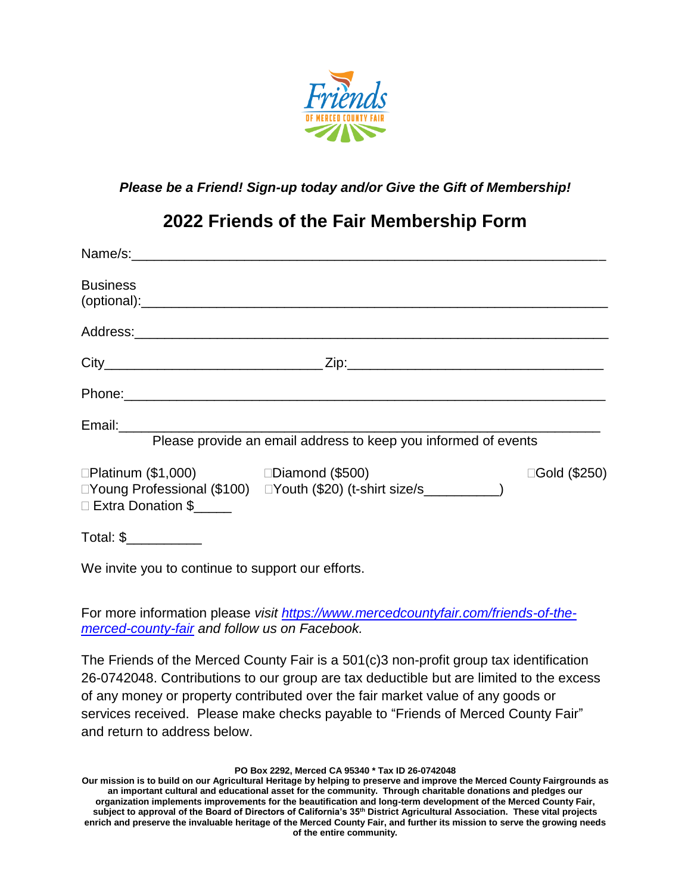*Please be a Friend! Sign-up today and/or Give the Gift of Membership!*

## 2022 Friends of the Fair Membership Form

Name/s:_______________________________________________________________

Business (optional):_______________________________________________________________

Address:_______________________________________________________________

City_____________________________ Zip:__________________________________

Phone:_______________________________________________________________

Email:_______________________________________________________________

Please provide an email address to keep you informed of events

☐Platinum ($1,000) ☐Diamond ($500) ☐Gold ($250)
☐Young Professional ($100) ☐Youth ($20) (t-shirt size/s__________)
☐ Extra Donation $_____

Total: $__________

We invite you to continue to support our efforts.

For more information please *visit [https://www.mercedcountyfair.com/friends-of-the-merced-county-fair](https://www.mercedcountyfair.com/friends-of-the-merced-county-fair) and follow us on Facebook.*

The Friends of the Merced County Fair is a 501(c)3 non-profit group tax identification 26-0742048. Contributions to our group are tax deductible but are limited to the excess of any money or property contributed over the fair market value of any goods or services received. Please make checks payable to "Friends of Merced County Fair" and return to address below.

**PO Box 2292, Merced CA 95340 * Tax ID 26-0742048**
**Our mission is to build on our Agricultural Heritage by helping to preserve and improve the Merced County Fairgrounds as an important cultural and educational asset for the community. Through charitable donations and pledges our organization implements improvements for the beautification and long-term development of the Merced County Fair, subject to approval of the Board of Directors of California's 35th District Agricultural Association. These vital projects enrich and preserve the invaluable heritage of the Merced County Fair, and further its mission to serve the growing needs of the entire community.**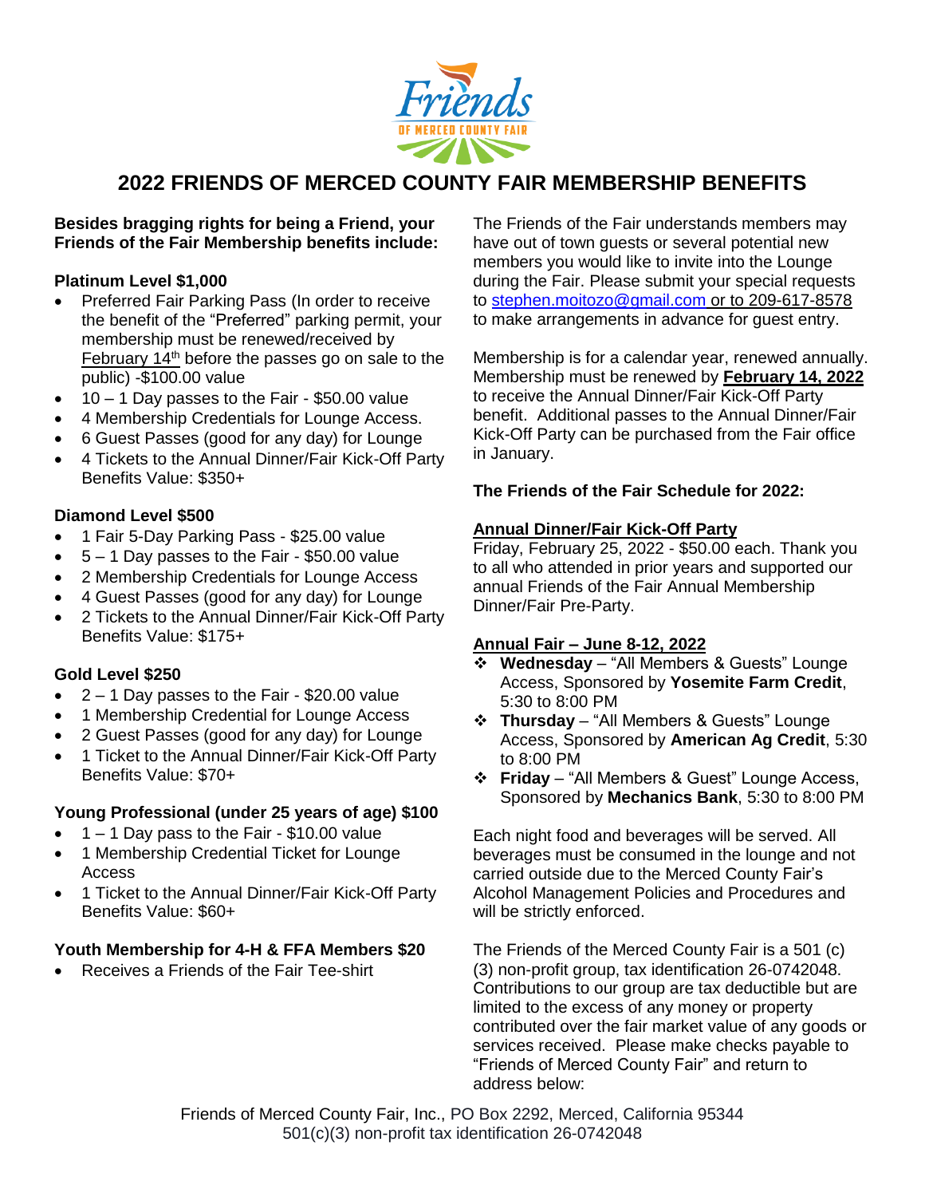# 2022 FRIENDS OF MERCED COUNTY FAIR MEMBERSHIP BENEFITS

**Besides bragging rights for being a Friend, your Friends of the Fair Membership benefits include:**

**Platinum Level $1,000**

- Preferred Fair Parking Pass (In order to receive the benefit of the "Preferred" parking permit, your membership must be renewed/received by February 14th before the passes go on sale to the public) -$100.00 value
- 10 – 1 Day passes to the Fair - $50.00 value
- 4 Membership Credentials for Lounge Access.
- 6 Guest Passes (good for any day) for Lounge
- 4 Tickets to the Annual Dinner/Fair Kick-Off Party Benefits Value: $350+

**Diamond Level $500**

- 1 Fair 5-Day Parking Pass - $25.00 value
- 5 – 1 Day passes to the Fair - $50.00 value
- 2 Membership Credentials for Lounge Access
- 4 Guest Passes (good for any day) for Lounge
- 2 Tickets to the Annual Dinner/Fair Kick-Off Party Benefits Value: $175+

**Gold Level $250**

- 2 – 1 Day passes to the Fair - $20.00 value
- 1 Membership Credential for Lounge Access
- 2 Guest Passes (good for any day) for Lounge
- 1 Ticket to the Annual Dinner/Fair Kick-Off Party Benefits Value: $70+

**Young Professional (under 25 years of age) $100**

- 1 – 1 Day pass to the Fair - $10.00 value
- 1 Membership Credential Ticket for Lounge Access
- 1 Ticket to the Annual Dinner/Fair Kick-Off Party Benefits Value: $60+

**Youth Membership for 4-H & FFA Members $20**

- Receives a Friends of the Fair Tee-shirt

The Friends of the Fair understands members may have out of town guests or several potential new members you would like to invite into the Lounge during the Fair. Please submit your special requests to stephen.moitozo@gmail.com or to 209-617-8578 to make arrangements in advance for guest entry.

Membership is for a calendar year, renewed annually. Membership must be renewed by **February 14, 2022** to receive the Annual Dinner/Fair Kick-Off Party benefit. Additional passes to the Annual Dinner/Fair Kick-Off Party can be purchased from the Fair office in January.

**The Friends of the Fair Schedule for 2022:**

**Annual Dinner/Fair Kick-Off Party**

Friday, February 25, 2022 - $50.00 each. Thank you to all who attended in prior years and supported our annual Friends of the Fair Annual Membership Dinner/Fair Pre-Party.

**Annual Fair – June 8-12, 2022**

- **Wednesday** – "All Members & Guests" Lounge Access, Sponsored by **Yosemite Farm Credit**, 5:30 to 8:00 PM
- **Thursday** – "All Members & Guests" Lounge Access, Sponsored by **American Ag Credit**, 5:30 to 8:00 PM
- **Friday** – "All Members & Guest" Lounge Access, Sponsored by **Mechanics Bank**, 5:30 to 8:00 PM

Each night food and beverages will be served. All beverages must be consumed in the lounge and not carried outside due to the Merced County Fair's Alcohol Management Policies and Procedures and will be strictly enforced.

The Friends of the Merced County Fair is a 501 (c) (3) non-profit group, tax identification 26-0742048. Contributions to our group are tax deductible but are limited to the excess of any money or property contributed over the fair market value of any goods or services received. Please make checks payable to "Friends of Merced County Fair" and return to address below:

Friends of Merced County Fair, Inc., PO Box 2292, Merced, California 95344
501(c)(3) non-profit tax identification 26-0742048